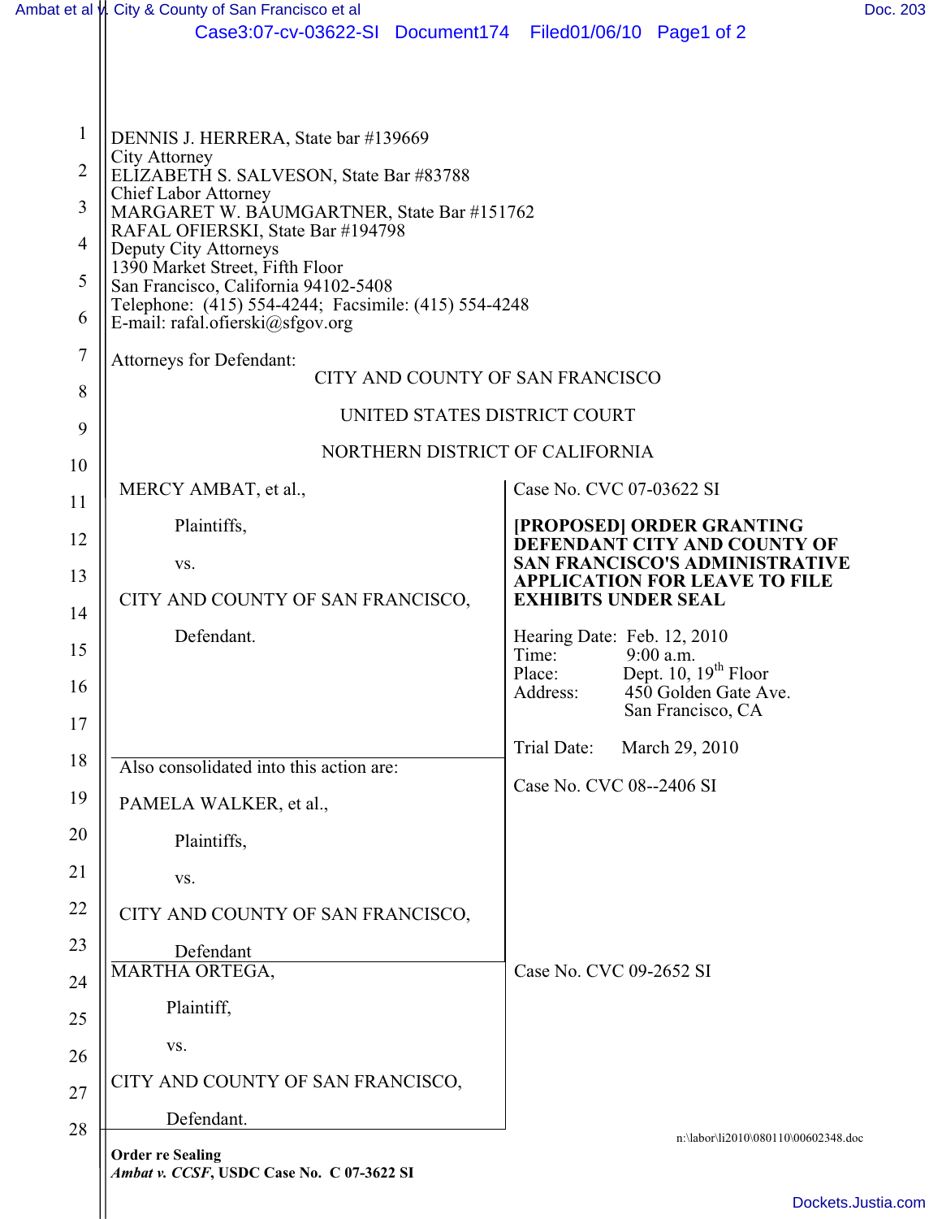DENNIS J. HERRERA, State bar #139669
City Attorney
ELIZABETH S. SALVESON, State Bar #83788
Chief Labor Attorney
MARGARET W. BAUMGARTNER, State Bar #151762
RAFAL OFIERSKI, State Bar #194798
Deputy City Attorneys
1390 Market Street, Fifth Floor
San Francisco, California 94102-5408
Telephone: (415) 554-4244; Facsimile: (415) 554-4248
E-mail: rafal.ofierski@sfgov.org

Attorneys for Defendant:
CITY AND COUNTY OF SAN FRANCISCO

UNITED STATES DISTRICT COURT

NORTHERN DISTRICT OF CALIFORNIA

| | |
|---|---|
| MERCY AMBAT, et al.,<br><br>Plaintiffs,<br><br>vs.<br><br>CITY AND COUNTY OF SAN FRANCISCO,<br><br>Defendant. | Case No. CVC 07-03622 SI<br><br>**[PROPOSED] ORDER GRANTING DEFENDANT CITY AND COUNTY OF SAN FRANCISCO'S ADMINISTRATIVE APPLICATION FOR LEAVE TO FILE EXHIBITS UNDER SEAL**<br><br>Hearing Date: Feb. 12, 2010<br>Time: 9:00 a.m.<br>Place: Dept. 10, 19th Floor<br>Address: 450 Golden Gate Ave. San Francisco, CA<br><br>Trial Date: March 29, 2010 |
| Also consolidated into this action are:<br><br>PAMELA WALKER, et al.,<br><br>Plaintiffs,<br><br>vs.<br><br>CITY AND COUNTY OF SAN FRANCISCO,<br><br>Defendant | Case No. CVC 08--2406 SI |
| MARTHA ORTEGA,<br><br>Plaintiff,<br><br>vs.<br><br>CITY AND COUNTY OF SAN FRANCISCO,<br><br>Defendant. | Case No. CVC 09-2652 SI |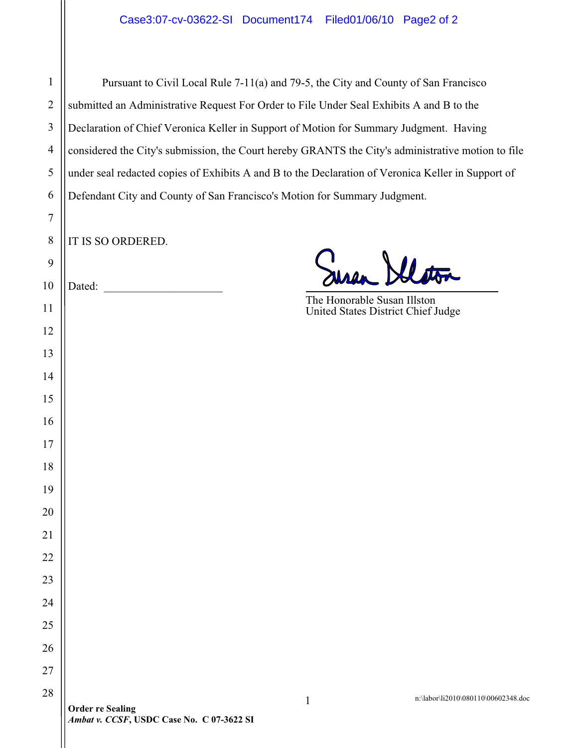Pursuant to Civil Local Rule 7-11(a) and 79-5, the City and County of San Francisco submitted an Administrative Request For Order to File Under Seal Exhibits A and B to the Declaration of Chief Veronica Keller in Support of Motion for Summary Judgment. Having considered the City's submission, the Court hereby GRANTS the City's administrative motion to file under seal redacted copies of Exhibits A and B to the Declaration of Veronica Keller in Support of Defendant City and County of San Francisco's Motion for Summary Judgment.

IT IS SO ORDERED.

Dated: ____________________

The Honorable Susan Illston
United States District Chief Judge

n:\labor\li2010\080110\00602348.doc

**Order re Sealing**
***Ambat v. CCSF*, USDC Case No. C 07-3622 SI**